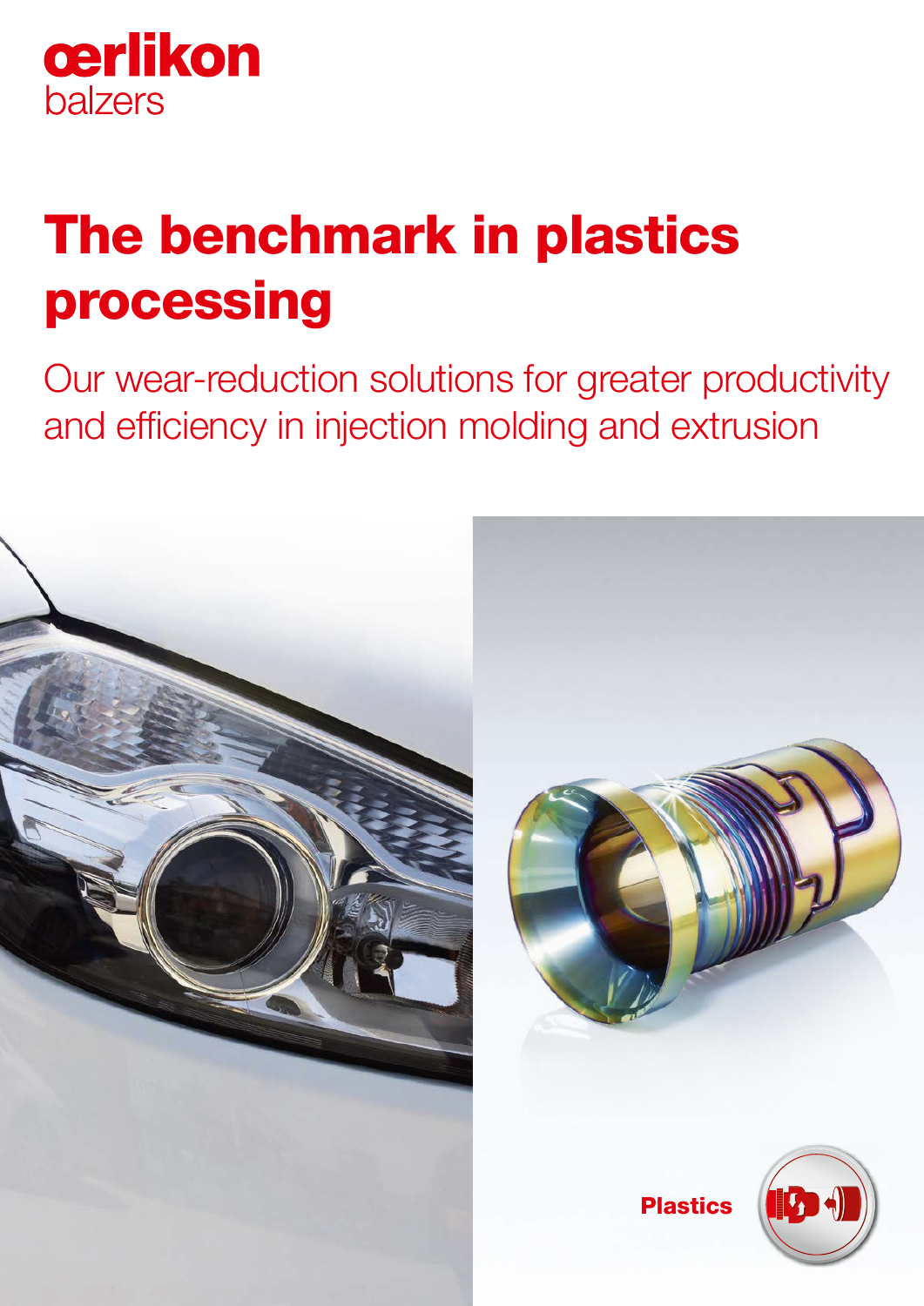œrlikon
balzers

# The benchmark in plastics processing

## Our wear-reduction solutions for greater productivity and efficiency in injection molding and extrusion

**Plastics**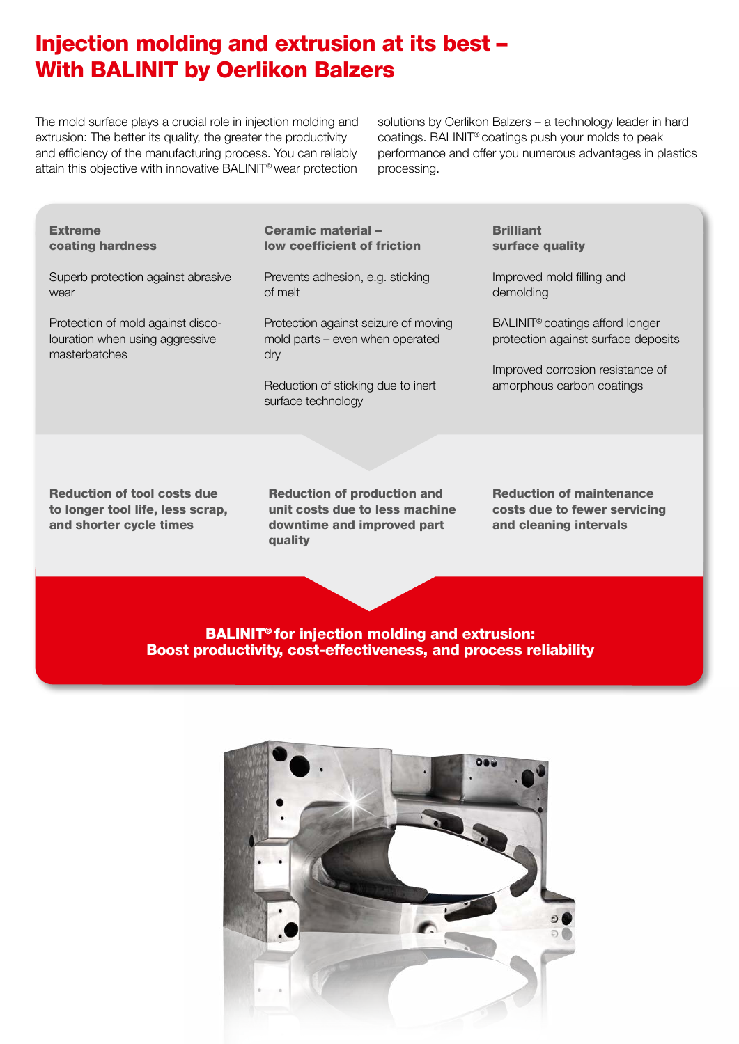# Injection molding and extrusion at its best – With BALINIT by Oerlikon Balzers

The mold surface plays a crucial role in injection molding and extrusion: The better its quality, the greater the productivity and efficiency of the manufacturing process. You can reliably attain this objective with innovative BALINIT® wear protection solutions by Oerlikon Balzers – a technology leader in hard coatings. BALINIT® coatings push your molds to peak performance and offer you numerous advantages in plastics processing.

**Extreme coating hardness**

Superb protection against abrasive wear

Protection of mold against discolouration when using aggressive masterbatches

**Ceramic material – low coefficient of friction**

Prevents adhesion, e.g. sticking of melt

Protection against seizure of moving mold parts – even when operated dry

Reduction of sticking due to inert surface technology

**Brilliant surface quality**

Improved mold filling and demolding

BALINIT® coatings afford longer protection against surface deposits

Improved corrosion resistance of amorphous carbon coatings

**Reduction of tool costs due to longer tool life, less scrap, and shorter cycle times**

**Reduction of production and unit costs due to less machine downtime and improved part quality**

**Reduction of maintenance costs due to fewer servicing and cleaning intervals**

**BALINIT® for injection molding and extrusion: Boost productivity, cost-effectiveness, and process reliability**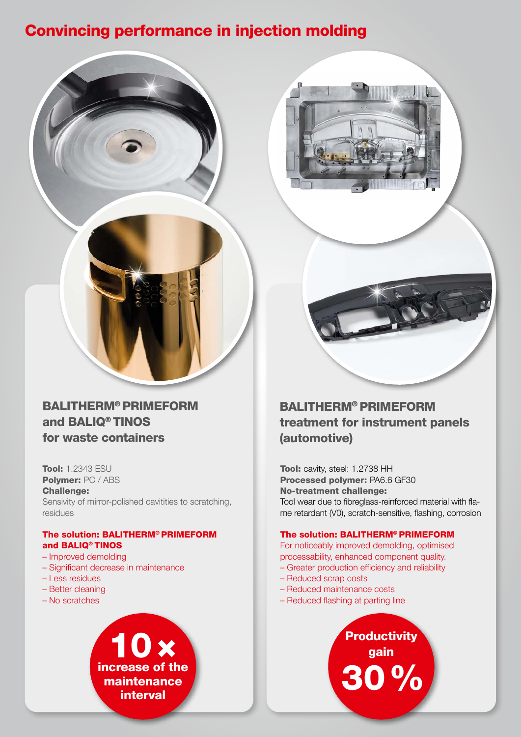# Convincing performance in injection molding

## BALITHERM® PRIMEFORM and BALIQ® TINOS for waste containers

**Tool:** 1.2343 ESU
**Polymer:** PC / ABS
**Challenge:**
Sensivity of mirror-polished cavitities to scratching, residues

**The solution: BALITHERM® PRIMEFORM and BALIQ® TINOS**

- Improved demolding
- Significant decrease in maintenance
- Less residues
- Better cleaning
- No scratches

**10 × increase of the maintenance interval**

## BALITHERM® PRIMEFORM treatment for instrument panels (automotive)

**Tool:** cavity, steel: 1.2738 HH
**Processed polymer:** PA6.6 GF30
**No-treatment challenge:**
Tool wear due to fibreglass-reinforced material with flame retardant (V0), scratch-sensitive, flashing, corrosion

**The solution: BALITHERM® PRIMEFORM**

For noticeably improved demolding, optimised processability, enhanced component quality.

- Greater production efficiency and reliability
- Reduced scrap costs
- Reduced maintenance costs
- Reduced flashing at parting line

**Productivity gain 30 %**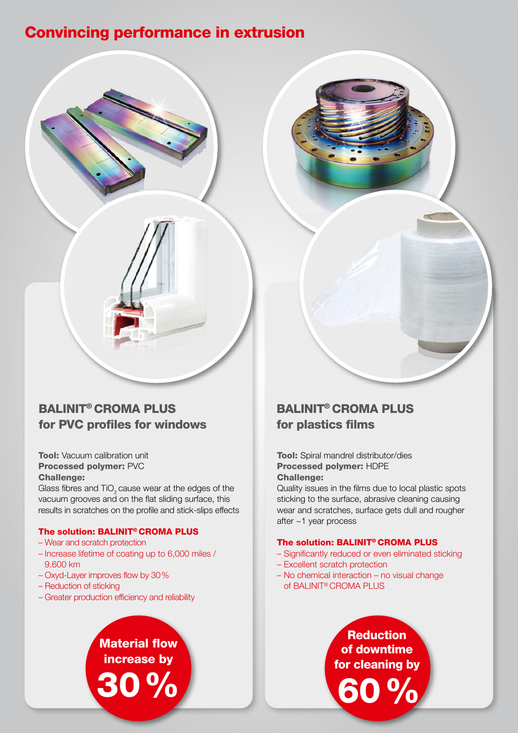# Convincing performance in extrusion

## BALINIT® CROMA PLUS for PVC profiles for windows

**Tool:** Vacuum calibration unit
**Processed polymer:** PVC
**Challenge:**
Glass fibres and $TiO_2$ cause wear at the edges of the vacuum grooves and on the flat sliding surface, this results in scratches on the profile and stick-slips effects

**The solution: BALINIT® CROMA PLUS**

- Wear and scratch protection
- Increase lifetime of coating up to 6,000 miles / 9.600 km
- Oxyd-Layer improves flow by 30 %
- Reduction of sticking
- Greater production efficiency and reliability

**Material flow increase by 30 %**

## BALINIT® CROMA PLUS for plastics films

**Tool:** Spiral mandrel distributor/dies
**Processed polymer:** HDPE
**Challenge:**
Quality issues in the films due to local plastic spots sticking to the surface, abrasive cleaning causing wear and scratches, surface gets dull and rougher after ~1 year process

**The solution: BALINIT® CROMA PLUS**

- Significantly reduced or even eliminated sticking
- Excellent scratch protection
- No chemical interaction – no visual change of BALINIT® CROMA PLUS

**Reduction of downtime for cleaning by 60 %**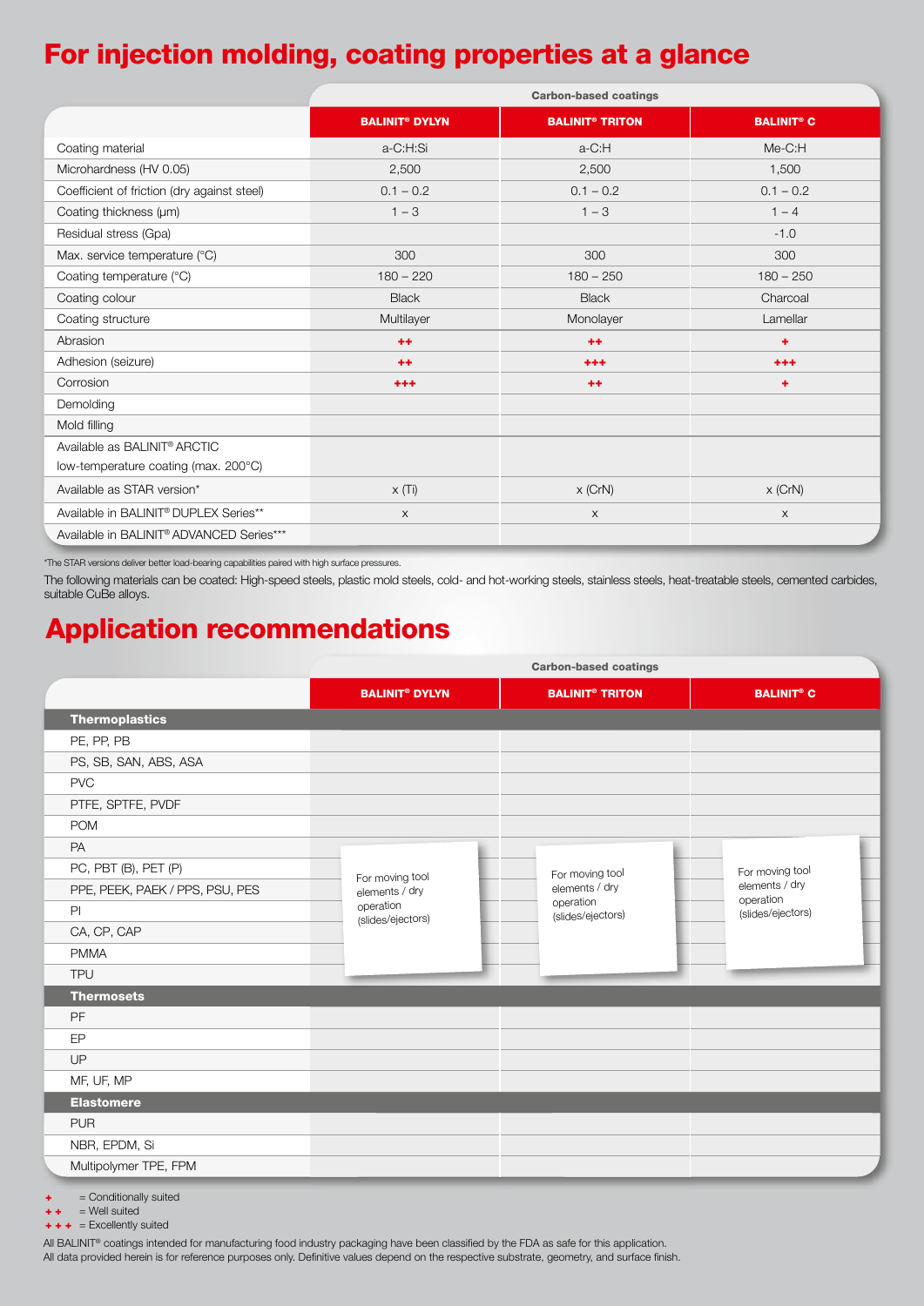# For injection molding, coating properties at a glance

| | Carbon-based coatings | | |
|---|---|---|---|
| | **BALINIT® DYLYN** | **BALINIT® TRITON** | **BALINIT® C** |
| Coating material | a-C:H:Si | a-C:H | Me-C:H |
| Microhardness (HV 0.05) | 2,500 | 2,500 | 1,500 |
| Coefficient of friction (dry against steel) | 0.1 – 0.2 | 0.1 – 0.2 | 0.1 – 0.2 |
| Coating thickness (μm) | 1 – 3 | 1 – 3 | 1 – 4 |
| Residual stress (Gpa) | | | -1.0 |
| Max. service temperature (°C) | 300 | 300 | 300 |
| Coating temperature (°C) | 180 – 220 | 180 – 250 | 180 – 250 |
| Coating colour | Black | Black | Charcoal |
| Coating structure | Multilayer | Monolayer | Lamellar |
| Abrasion | ++ | ++ | + |
| Adhesion (seizure) | ++ | +++ | +++ |
| Corrosion | +++ | ++ | + |
| Demolding | | | |
| Mold filling | | | |
| Available as BALINIT® ARCTIC low-temperature coating (max. 200°C) | | | |
| Available as STAR version* | x (Ti) | x (CrN) | x (CrN) |
| Available in BALINIT® DUPLEX Series** | x | x | x |
| Available in BALINIT® ADVANCED Series*** | | | |

*The STAR versions deliver better load-bearing capabilities paired with high surface pressures.

The following materials can be coated: High-speed steels, plastic mold steels, cold- and hot-working steels, stainless steels, heat-treatable steels, cemented carbides, suitable CuBe alloys.

# Application recommendations

| | Carbon-based coatings | | |
|---|---|---|---|
| | **BALINIT® DYLYN** | **BALINIT® TRITON** | **BALINIT® C** |
| **Thermoplastics** | | | |
| PE, PP, PB | | | |
| PS, SB, SAN, ABS, ASA | | | |
| PVC | | | |
| PTFE, SPTFE, PVDF | | | |
| POM | | | |
| PA | For moving tool elements / dry operation (slides/ejectors) | For moving tool elements / dry operation (slides/ejectors) | For moving tool elements / dry operation (slides/ejectors) |
| PC, PBT (B), PET (P) | | | |
| PPE, PEEK, PAEK / PPS, PSU, PES | | | |
| PI | | | |
| CA, CP, CAP | | | |
| PMMA | | | |
| TPU | | | |
| **Thermosets** | | | |
| PF | | | |
| EP | | | |
| UP | | | |
| MF, UF, MP | | | |
| **Elastomere** | | | |
| PUR | | | |
| NBR, EPDM, Si | | | |
| Multipolymer TPE, FPM | | | |

\+ = Conditionally suited
\++ = Well suited
\+++ = Excellently suited

All BALINIT® coatings intended for manufacturing food industry packaging have been classified by the FDA as safe for this application.
All data provided herein is for reference purposes only. Definitive values depend on the respective substrate, geometry, and surface finish.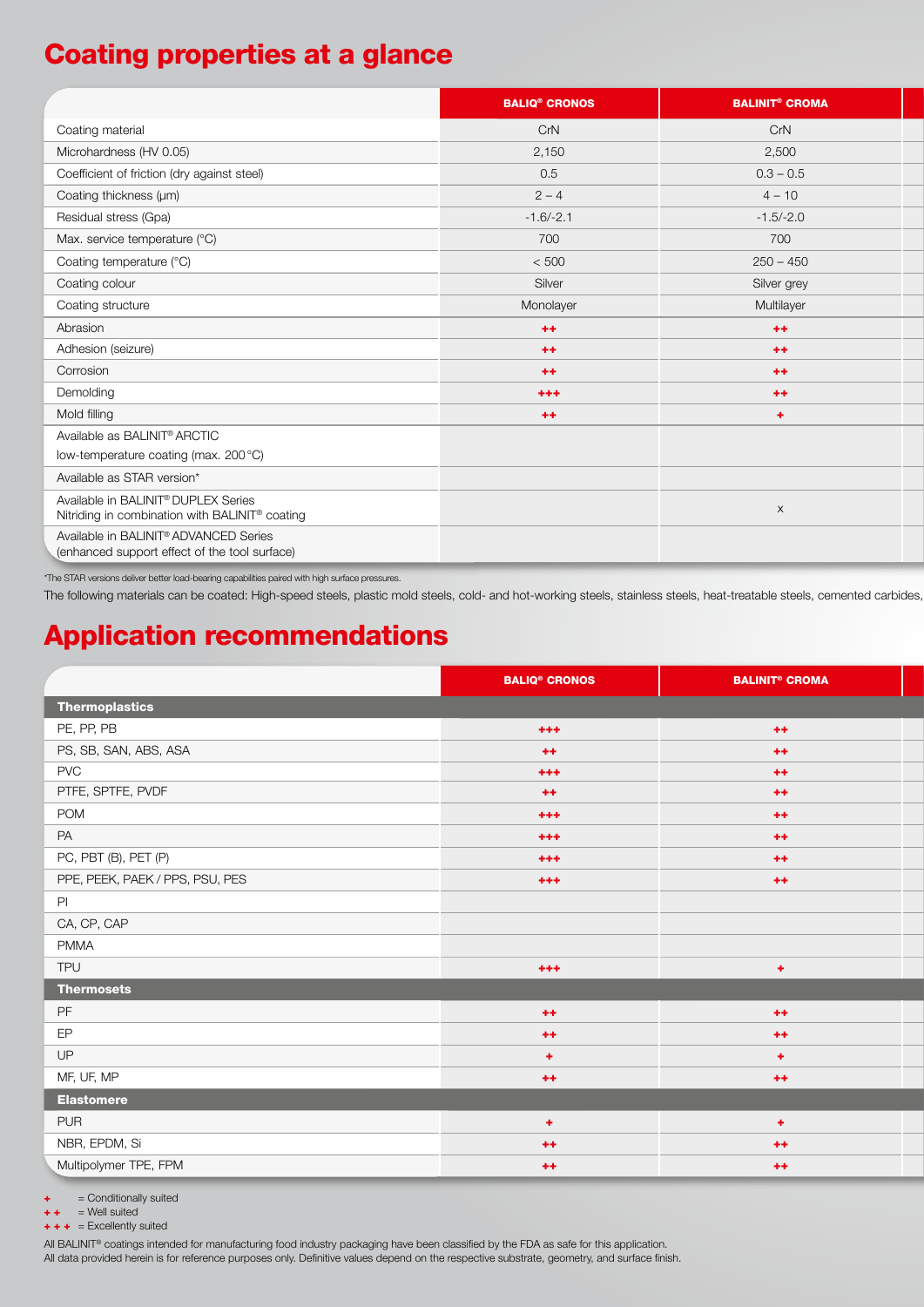# Coating properties at a glance

| | BALIQ® CRONOS | BALINIT® CROMA |
|---|---|---|
| Coating material | CrN | CrN |
| Microhardness (HV 0.05) | 2,150 | 2,500 |
| Coefficient of friction (dry against steel) | 0.5 | 0.3 – 0.5 |
| Coating thickness (µm) | 2 – 4 | 4 – 10 |
| Residual stress (Gpa) | -1.6/-2.1 | -1.5/-2.0 |
| Max. service temperature (°C) | 700 | 700 |
| Coating temperature (°C) | < 500 | 250 – 450 |
| Coating colour | Silver | Silver grey |
| Coating structure | Monolayer | Multilayer |
| Abrasion | ++ | ++ |
| Adhesion (seizure) | ++ | ++ |
| Corrosion | ++ | ++ |
| Demolding | +++ | ++ |
| Mold filling | ++ | + |
| Available as BALINIT® ARCTIC low-temperature coating (max. 200 °C) | | |
| Available as STAR version* | | |
| Available in BALINIT® DUPLEX Series Nitriding in combination with BALINIT® coating | | x |
| Available in BALINIT® ADVANCED Series (enhanced support effect of the tool surface) | | |

*The STAR versions deliver better load-bearing capabilities paired with high surface pressures.

The following materials can be coated: High-speed steels, plastic mold steels, cold- and hot-working steels, stainless steels, heat-treatable steels, cemented carbides,

# Application recommendations

| | BALIQ® CRONOS | BALINIT® CROMA |
|---|---|---|
| **Thermoplastics** | | |
| PE, PP, PB | +++ | ++ |
| PS, SB, SAN, ABS, ASA | ++ | ++ |
| PVC | +++ | ++ |
| PTFE, SPTFE, PVDF | ++ | ++ |
| POM | +++ | ++ |
| PA | +++ | ++ |
| PC, PBT (B), PET (P) | +++ | ++ |
| PPE, PEEK, PAEK / PPS, PSU, PES | +++ | ++ |
| PI | | |
| CA, CP, CAP | | |
| PMMA | | |
| TPU | +++ | + |
| **Thermosets** | | |
| PF | ++ | ++ |
| EP | ++ | ++ |
| UP | + | + |
| MF, UF, MP | ++ | ++ |
| **Elastomere** | | |
| PUR | + | + |
| NBR, EPDM, Si | ++ | ++ |
| Multipolymer TPE, FPM | ++ | ++ |

+ = Conditionally suited
++ = Well suited
+++ = Excellently suited

All BALINIT® coatings intended for manufacturing food industry packaging have been classified by the FDA as safe for this application.
All data provided herein is for reference purposes only. Definitive values depend on the respective substrate, geometry, and surface finish.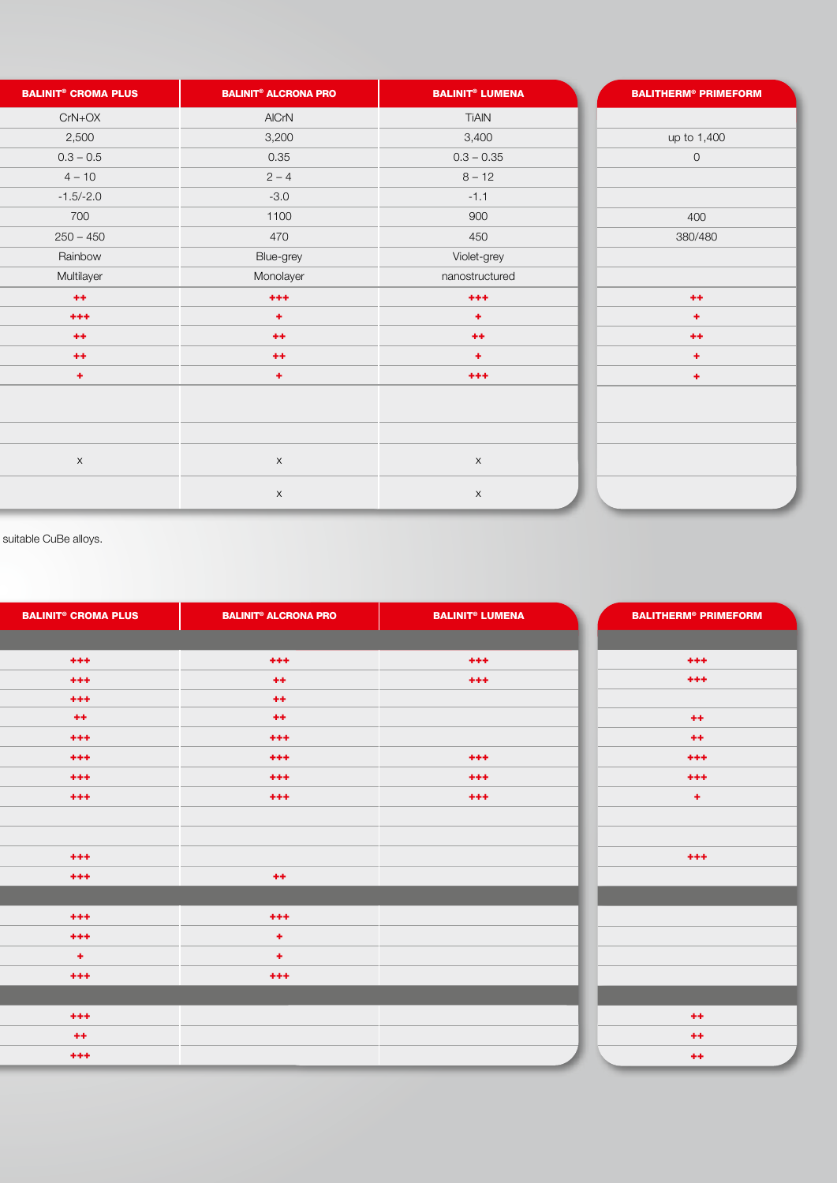| BALINIT® CROMA PLUS | BALINIT® ALCRONA PRO | BALINIT® LUMENA | BALITHERM® PRIMEFORM |
|---|---|---|---|
| CrN+OX | AlCrN | TiAlN | |
| 2,500 | 3,200 | 3,400 | up to 1,400 |
| 0.3 – 0.5 | 0.35 | 0.3 – 0.35 | 0 |
| 4 – 10 | 2 – 4 | 8 – 12 | |
| -1.5/-2.0 | -3.0 | -1.1 | |
| 700 | 1100 | 900 | 400 |
| 250 – 450 | 470 | 450 | 380/480 |
| Rainbow | Blue-grey | Violet-grey | |
| Multilayer | Monolayer | nanostructured | |
| ++ | +++ | +++ | ++ |
| +++ | + | + | + |
| ++ | ++ | ++ | ++ |
| ++ | ++ | + | + |
| + | + | +++ | + |
| | | | |
| | | | |
| x | x | x | |
| | x | x | |

suitable CuBe alloys.

| BALINIT® CROMA PLUS | BALINIT® ALCRONA PRO | BALINIT® LUMENA | BALITHERM® PRIMEFORM |
|---|---|---|---|
| | | | |
| +++ | +++ | +++ | +++ |
| +++ | ++ | +++ | +++ |
| +++ | ++ | | |
| ++ | ++ | | ++ |
| +++ | +++ | | ++ |
| +++ | +++ | +++ | +++ |
| +++ | +++ | +++ | +++ |
| +++ | +++ | +++ | + |
| | | | |
| | | | |
| +++ | | | +++ |
| +++ | ++ | | |
| | | | |
| +++ | +++ | | |
| +++ | + | | |
| + | + | | |
| +++ | +++ | | |
| | | | |
| +++ | | | ++ |
| ++ | | | ++ |
| +++ | | | ++ |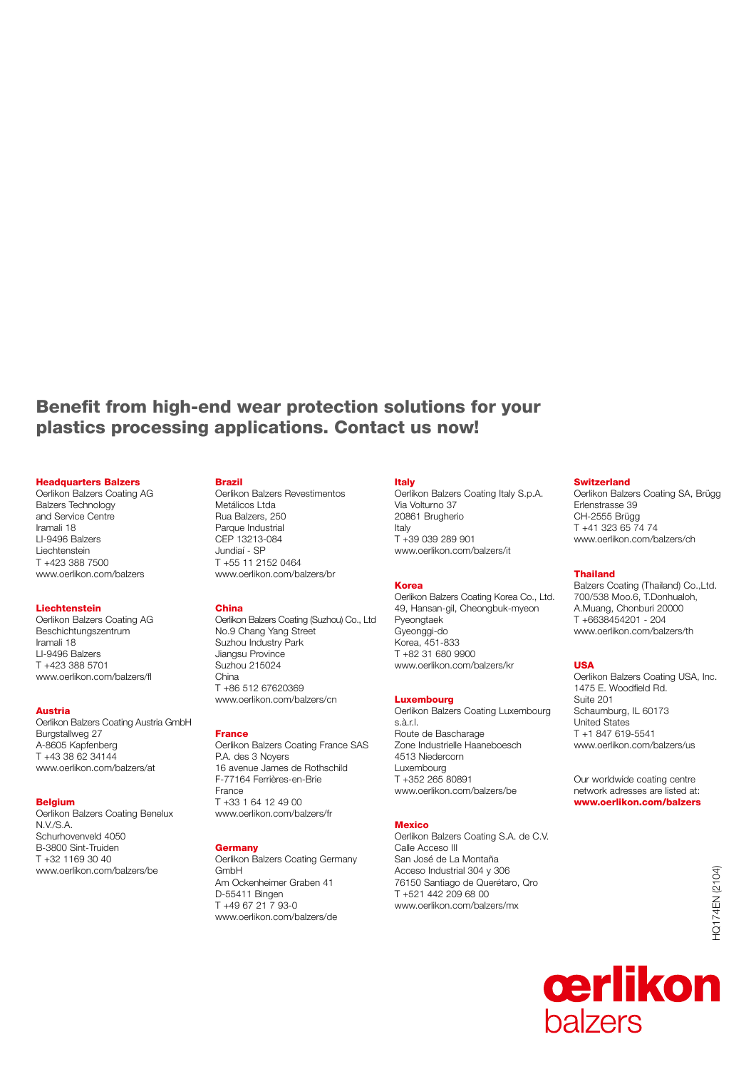## Benefit from high-end wear protection solutions for your plastics processing applications. Contact us now!

**Headquarters Balzers**
Oerlikon Balzers Coating AG
Balzers Technology
and Service Centre
Iramali 18
LI-9496 Balzers
Liechtenstein
T +423 388 7500
www.oerlikon.com/balzers

**Liechtenstein**
Oerlikon Balzers Coating AG
Beschichtungszentrum
Iramali 18
LI-9496 Balzers
T +423 388 5701
www.oerlikon.com/balzers/fl

**Austria**
Oerlikon Balzers Coating Austria GmbH
Burgstallweg 27
A-8605 Kapfenberg
T +43 38 62 34144
www.oerlikon.com/balzers/at

**Belgium**
Oerlikon Balzers Coating Benelux
N.V./S.A.
Schurhovenveld 4050
B-3800 Sint-Truiden
T +32 1169 30 40
www.oerlikon.com/balzers/be

**Brazil**
Oerlikon Balzers Revestimentos
Metálicos Ltda
Rua Balzers, 250
Parque Industrial
CEP 13213-084
Jundiaí - SP
T +55 11 2152 0464
www.oerlikon.com/balzers/br

**China**
Oerlikon Balzers Coating (Suzhou) Co., Ltd
No.9 Chang Yang Street
Suzhou Industry Park
Jiangsu Province
Suzhou 215024
China
T +86 512 67620369
www.oerlikon.com/balzers/cn

**France**
Oerlikon Balzers Coating France SAS
P.A. des 3 Noyers
16 avenue James de Rothschild
F-77164 Ferrières-en-Brie
France
T +33 1 64 12 49 00
www.oerlikon.com/balzers/fr

**Germany**
Oerlikon Balzers Coating Germany
GmbH
Am Ockenheimer Graben 41
D-55411 Bingen
T +49 67 21 7 93-0
www.oerlikon.com/balzers/de

**Italy**
Oerlikon Balzers Coating Italy S.p.A.
Via Volturno 37
20861 Brugherio
Italy
T +39 039 289 901
www.oerlikon.com/balzers/it

**Korea**
Oerlikon Balzers Coating Korea Co., Ltd.
49, Hansan-gil, Cheongbuk-myeon
Pyeongtaek
Gyeonggi-do
Korea, 451-833
T +82 31 680 9900
www.oerlikon.com/balzers/kr

**Luxembourg**
Oerlikon Balzers Coating Luxembourg
s.à.r.l.
Route de Bascharage
Zone Industrielle Haaneboesch
4513 Niedercorn
Luxembourg
T +352 265 80891
www.oerlikon.com/balzers/be

**Mexico**
Oerlikon Balzers Coating S.A. de C.V.
Calle Acceso III
San José de La Montaña
Acceso Industrial 304 y 306
76150 Santiago de Querétaro, Qro
T +521 442 209 68 00
www.oerlikon.com/balzers/mx

**Switzerland**
Oerlikon Balzers Coating SA, Brügg
Erlenstrasse 39
CH-2555 Brügg
T +41 323 65 74 74
www.oerlikon.com/balzers/ch

**Thailand**
Balzers Coating (Thailand) Co.,Ltd.
700/538 Moo.6, T.Donhualoh,
A.Muang, Chonburi 20000
T +6638454201 - 204
www.oerlikon.com/balzers/th

**USA**
Oerlikon Balzers Coating USA, Inc.
1475 E. Woodfield Rd.
Suite 201
Schaumburg, IL 60173
United States
T +1 847 619-5541
www.oerlikon.com/balzers/us

Our worldwide coating centre network adresses are listed at:
**www.oerlikon.com/balzers**

HQ174EN (2104)

oerlikon
balzers